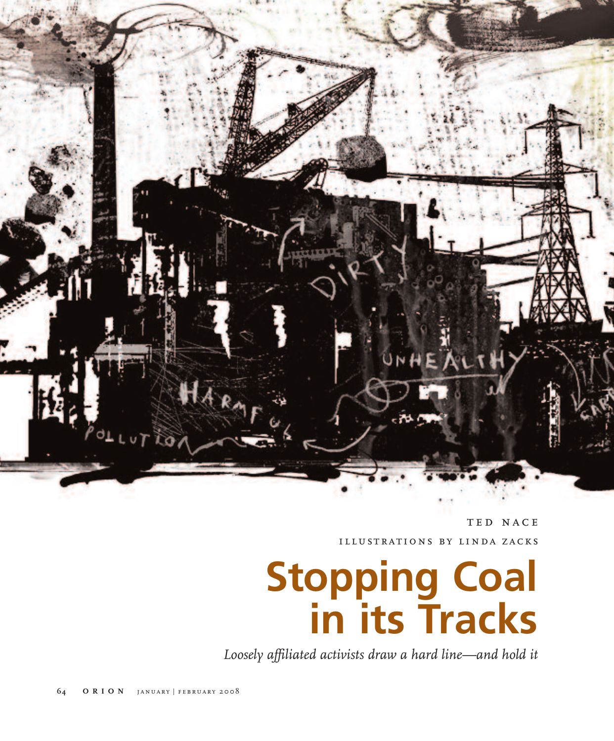TED NACE

ILLUSTRATIONS BY LINDA ZACKS

# Stopping Coal in its Tracks

*Loosely affiliated activists draw a hard line—and hold it*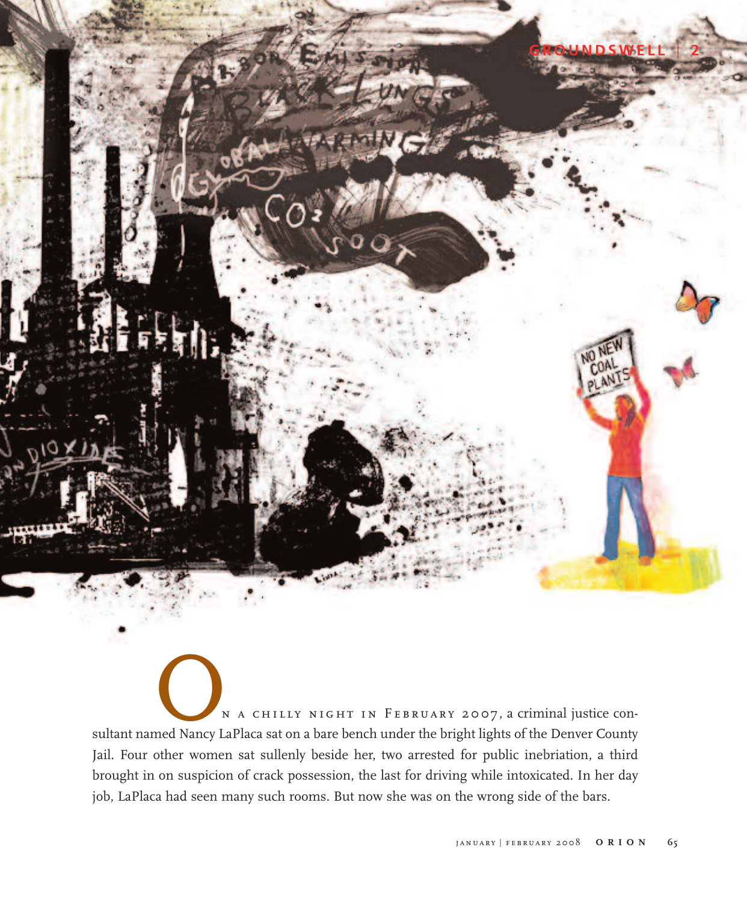On a chilly night in February 2007, a criminal justice consultant named Nancy LaPlaca sat on a bare bench under the bright lights of the Denver County Jail. Four other women sat sullenly beside her, two arrested for public inebriation, a third brought in on suspicion of crack possession, the last for driving while intoxicated. In her day job, LaPlaca had seen many such rooms. But now she was on the wrong side of the bars.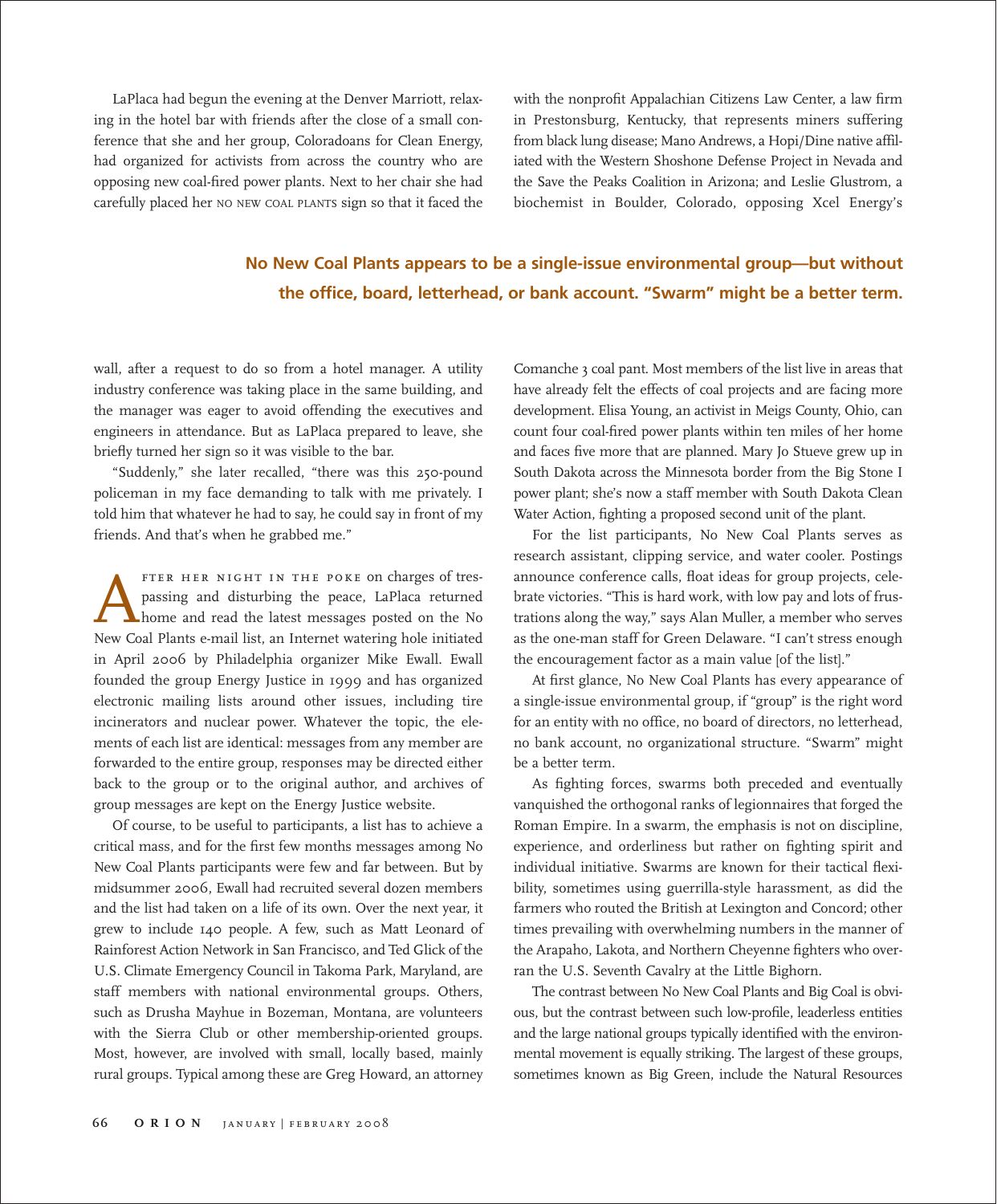LaPlaca had begun the evening at the Denver Marriott, relaxing in the hotel bar with friends after the close of a small conference that she and her group, Coloradoans for Clean Energy, had organized for activists from across the country who are opposing new coal-fired power plants. Next to her chair she had carefully placed her NO NEW COAL PLANTS sign so that it faced the wall, after a request to do so from a hotel manager. A utility industry conference was taking place in the same building, and the manager was eager to avoid offending the executives and engineers in attendance. But as LaPlaca prepared to leave, she briefly turned her sign so it was visible to the bar.

"Suddenly," she later recalled, "there was this 250-pound policeman in my face demanding to talk with me privately. I told him that whatever he had to say, he could say in front of my friends. And that's when he grabbed me."

**No New Coal Plants appears to be a single-issue environmental group—but without the office, board, letterhead, or bank account. "Swarm" might be a better term.**

AFTER HER NIGHT IN THE POKE on charges of trespassing and disturbing the peace, LaPlaca returned home and read the latest messages posted on the No New Coal Plants e-mail list, an Internet watering hole initiated in April 2006 by Philadelphia organizer Mike Ewall. Ewall founded the group Energy Justice in 1999 and has organized electronic mailing lists around other issues, including tire incinerators and nuclear power. Whatever the topic, the elements of each list are identical: messages from any member are forwarded to the entire group, responses may be directed either back to the group or to the original author, and archives of group messages are kept on the Energy Justice website.

Of course, to be useful to participants, a list has to achieve a critical mass, and for the first few months messages among No New Coal Plants participants were few and far between. But by midsummer 2006, Ewall had recruited several dozen members and the list had taken on a life of its own. Over the next year, it grew to include 140 people. A few, such as Matt Leonard of Rainforest Action Network in San Francisco, and Ted Glick of the U.S. Climate Emergency Council in Takoma Park, Maryland, are staff members with national environmental groups. Others, such as Drusha Mayhue in Bozeman, Montana, are volunteers with the Sierra Club or other membership-oriented groups. Most, however, are involved with small, locally based, mainly rural groups. Typical among these are Greg Howard, an attorney with the nonprofit Appalachian Citizens Law Center, a law firm in Prestonsburg, Kentucky, that represents miners suffering from black lung disease; Mano Andrews, a Hopi/Dine native affiliated with the Western Shoshone Defense Project in Nevada and the Save the Peaks Coalition in Arizona; and Leslie Glustrom, a biochemist in Boulder, Colorado, opposing Xcel Energy's Comanche 3 coal pant. Most members of the list live in areas that have already felt the effects of coal projects and are facing more development. Elisa Young, an activist in Meigs County, Ohio, can count four coal-fired power plants within ten miles of her home and faces five more that are planned. Mary Jo Stueve grew up in South Dakota across the Minnesota border from the Big Stone I power plant; she's now a staff member with South Dakota Clean Water Action, fighting a proposed second unit of the plant.

For the list participants, No New Coal Plants serves as research assistant, clipping service, and water cooler. Postings announce conference calls, float ideas for group projects, celebrate victories. "This is hard work, with low pay and lots of frustrations along the way," says Alan Muller, a member who serves as the one-man staff for Green Delaware. "I can't stress enough the encouragement factor as a main value [of the list]."

At first glance, No New Coal Plants has every appearance of a single-issue environmental group, if "group" is the right word for an entity with no office, no board of directors, no letterhead, no bank account, no organizational structure. "Swarm" might be a better term.

As fighting forces, swarms both preceded and eventually vanquished the orthogonal ranks of legionnaires that forged the Roman Empire. In a swarm, the emphasis is not on discipline, experience, and orderliness but rather on fighting spirit and individual initiative. Swarms are known for their tactical flexibility, sometimes using guerrilla-style harassment, as did the farmers who routed the British at Lexington and Concord; other times prevailing with overwhelming numbers in the manner of the Arapaho, Lakota, and Northern Cheyenne fighters who overran the U.S. Seventh Cavalry at the Little Bighorn.

The contrast between No New Coal Plants and Big Coal is obvious, but the contrast between such low-profile, leaderless entities and the large national groups typically identified with the environmental movement is equally striking. The largest of these groups, sometimes known as Big Green, include the Natural Resources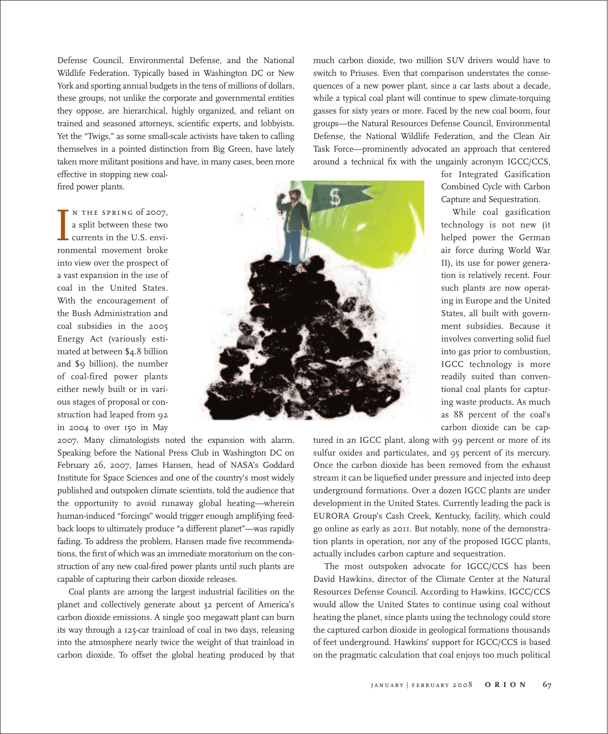Defense Council, Environmental Defense, and the National Wildlife Federation. Typically based in Washington DC or New York and sporting annual budgets in the tens of millions of dollars, these groups, not unlike the corporate and governmental entities they oppose, are hierarchical, highly organized, and reliant on trained and seasoned attorneys, scientific experts, and lobbyists. Yet the "Twigs," as some small-scale activists have taken to calling themselves in a pointed distinction from Big Green, have lately taken more militant positions and have, in many cases, been more effective in stopping new coal-fired power plants.

In the spring of 2007, a split between these two currents in the U.S. environmental movement broke into view over the prospect of a vast expansion in the use of coal in the United States. With the encouragement of the Bush Administration and coal subsidies in the 2005 Energy Act (variously estimated at between $4.8 billion and $9 billion), the number of coal-fired power plants either newly built or in various stages of proposal or construction had leaped from 92 in 2004 to over 150 in May 2007. Many climatologists noted the expansion with alarm. Speaking before the National Press Club in Washington DC on February 26, 2007, James Hansen, head of NASA's Goddard Institute for Space Sciences and one of the country's most widely published and outspoken climate scientists, told the audience that the opportunity to avoid runaway global heating—wherein human-induced "forcings" would trigger enough amplifying feedback loops to ultimately produce "a different planet"—was rapidly fading. To address the problem, Hansen made five recommendations, the first of which was an immediate moratorium on the construction of any new coal-fired power plants until such plants are capable of capturing their carbon dioxide releases.

Coal plants are among the largest industrial facilities on the planet and collectively generate about 32 percent of America's carbon dioxide emissions. A single 500 megawatt plant can burn its way through a 125-car trainload of coal in two days, releasing into the atmosphere nearly twice the weight of that trainload in carbon dioxide. To offset the global heating produced by that much carbon dioxide, two million SUV drivers would have to switch to Priuses. Even that comparison understates the consequences of a new power plant, since a car lasts about a decade, while a typical coal plant will continue to spew climate-torquing gasses for sixty years or more. Faced by the new coal boom, four groups—the Natural Resources Defense Council, Environmental Defense, the National Wildlife Federation, and the Clean Air Task Force—prominently advocated an approach that centered around a technical fix with the ungainly acronym IGCC/CCS, for Integrated Gasification Combined Cycle with Carbon Capture and Sequestration.

While coal gasification technology is not new (it helped power the German air force during World War II), its use for power generation is relatively recent. Four such plants are now operating in Europe and the United States, all built with government subsidies. Because it involves converting solid fuel into gas prior to combustion, IGCC technology is more readily suited than conventional coal plants for capturing waste products. As much as 88 percent of the coal's carbon dioxide can be captured in an IGCC plant, along with 99 percent or more of its sulfur oxides and particulates, and 95 percent of its mercury. Once the carbon dioxide has been removed from the exhaust stream it can be liquefied under pressure and injected into deep underground formations. Over a dozen IGCC plants are under development in the United States. Currently leading the pack is EURORA Group's Cash Creek, Kentucky, facility, which could go online as early as 2011. But notably, none of the demonstration plants in operation, nor any of the proposed IGCC plants, actually includes carbon capture and sequestration.

The most outspoken advocate for IGCC/CCS has been David Hawkins, director of the Climate Center at the Natural Resources Defense Council. According to Hawkins, IGCC/CCS would allow the United States to continue using coal without heating the planet, since plants using the technology could store the captured carbon dioxide in geological formations thousands of feet underground. Hawkins' support for IGCC/CCS is based on the pragmatic calculation that coal enjoys too much political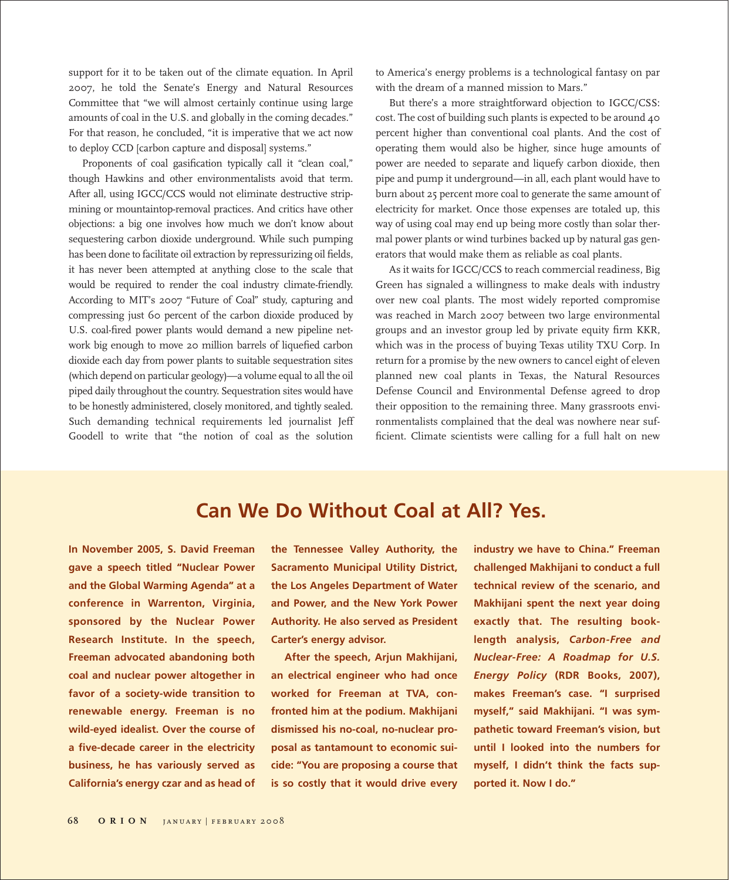support for it to be taken out of the climate equation. In April 2007, he told the Senate's Energy and Natural Resources Committee that "we will almost certainly continue using large amounts of coal in the U.S. and globally in the coming decades." For that reason, he concluded, "it is imperative that we act now to deploy CCD [carbon capture and disposal] systems."

Proponents of coal gasification typically call it "clean coal," though Hawkins and other environmentalists avoid that term. After all, using IGCC/CCS would not eliminate destructive strip-mining or mountaintop-removal practices. And critics have other objections: a big one involves how much we don't know about sequestering carbon dioxide underground. While such pumping has been done to facilitate oil extraction by repressurizing oil fields, it has never been attempted at anything close to the scale that would be required to render the coal industry climate-friendly. According to MIT's 2007 "Future of Coal" study, capturing and compressing just 60 percent of the carbon dioxide produced by U.S. coal-fired power plants would demand a new pipeline network big enough to move 20 million barrels of liquefied carbon dioxide each day from power plants to suitable sequestration sites (which depend on particular geology)—a volume equal to all the oil piped daily throughout the country. Sequestration sites would have to be honestly administered, closely monitored, and tightly sealed. Such demanding technical requirements led journalist Jeff Goodell to write that "the notion of coal as the solution to America's energy problems is a technological fantasy on par with the dream of a manned mission to Mars."

But there's a more straightforward objection to IGCC/CSS: cost. The cost of building such plants is expected to be around 40 percent higher than conventional coal plants. And the cost of operating them would also be higher, since huge amounts of power are needed to separate and liquefy carbon dioxide, then pipe and pump it underground—in all, each plant would have to burn about 25 percent more coal to generate the same amount of electricity for market. Once those expenses are totaled up, this way of using coal may end up being more costly than solar thermal power plants or wind turbines backed up by natural gas generators that would make them as reliable as coal plants.

As it waits for IGCC/CCS to reach commercial readiness, Big Green has signaled a willingness to make deals with industry over new coal plants. The most widely reported compromise was reached in March 2007 between two large environmental groups and an investor group led by private equity firm KKR, which was in the process of buying Texas utility TXU Corp. In return for a promise by the new owners to cancel eight of eleven planned new coal plants in Texas, the Natural Resources Defense Council and Environmental Defense agreed to drop their opposition to the remaining three. Many grassroots environmentalists complained that the deal was nowhere near sufficient. Climate scientists were calling for a full halt on new

## Can We Do Without Coal at All? Yes.

**In November 2005, S. David Freeman gave a speech titled "Nuclear Power and the Global Warming Agenda" at a conference in Warrenton, Virginia, sponsored by the Nuclear Power Research Institute. In the speech, Freeman advocated abandoning both coal and nuclear power altogether in favor of a society-wide transition to renewable energy. Freeman is no wild-eyed idealist. Over the course of a five-decade career in the electricity business, he has variously served as California's energy czar and as head of the Tennessee Valley Authority, the Sacramento Municipal Utility District, the Los Angeles Department of Water and Power, and the New York Power Authority. He also served as President Carter's energy advisor.**

**After the speech, Arjun Makhijani, an electrical engineer who had once worked for Freeman at TVA, confronted him at the podium. Makhijani dismissed his no-coal, no-nuclear proposal as tantamount to economic suicide: "You are proposing a course that is so costly that it would drive every industry we have to China." Freeman challenged Makhijani to conduct a full technical review of the scenario, and Makhijani spent the next year doing exactly that. The resulting book-length analysis, *Carbon-Free and Nuclear-Free: A Roadmap for U.S. Energy Policy* (RDR Books, 2007), makes Freeman's case. "I surprised myself," said Makhijani. "I was sympathetic toward Freeman's vision, but until I looked into the numbers for myself, I didn't think the facts supported it. Now I do."**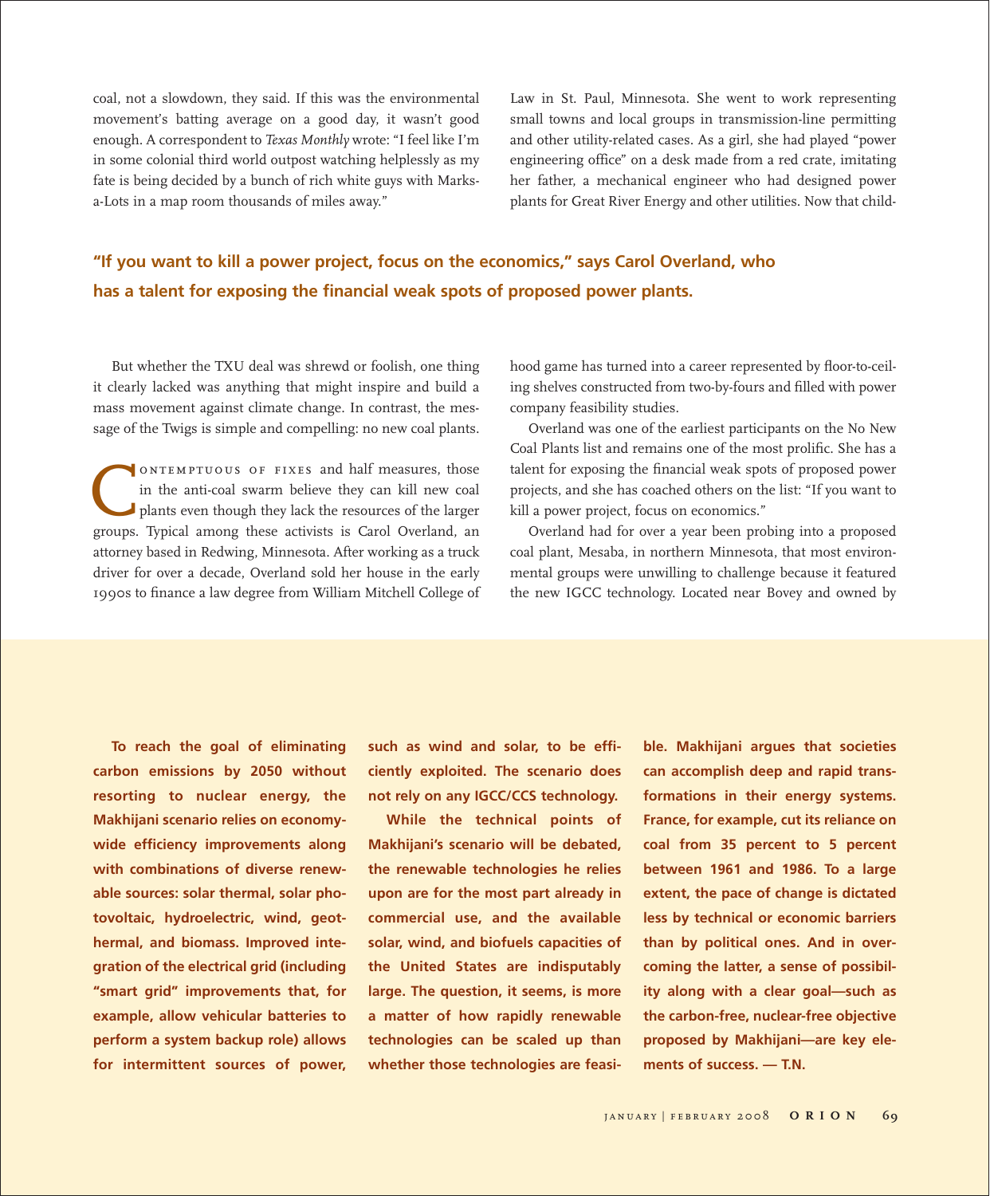coal, not a slowdown, they said. If this was the environmental movement's batting average on a good day, it wasn't good enough. A correspondent to *Texas Monthly* wrote: "I feel like I'm in some colonial third world outpost watching helplessly as my fate is being decided by a bunch of rich white guys with Marks-a-Lots in a map room thousands of miles away."

But whether the TXU deal was shrewd or foolish, one thing it clearly lacked was anything that might inspire and build a mass movement against climate change. In contrast, the message of the Twigs is simple and compelling: no new coal plants.

**"If you want to kill a power project, focus on the economics," says Carol Overland, who has a talent for exposing the financial weak spots of proposed power plants.**

Contemptuous of fixes and half measures, those in the anti-coal swarm believe they can kill new coal plants even though they lack the resources of the larger groups. Typical among these activists is Carol Overland, an attorney based in Redwing, Minnesota. After working as a truck driver for over a decade, Overland sold her house in the early 1990s to finance a law degree from William Mitchell College of Law in St. Paul, Minnesota. She went to work representing small towns and local groups in transmission-line permitting and other utility-related cases. As a girl, she had played "power engineering office" on a desk made from a red crate, imitating her father, a mechanical engineer who had designed power plants for Great River Energy and other utilities. Now that childhood game has turned into a career represented by floor-to-ceiling shelves constructed from two-by-fours and filled with power company feasibility studies.

Overland was one of the earliest participants on the No New Coal Plants list and remains one of the most prolific. She has a talent for exposing the financial weak spots of proposed power projects, and she has coached others on the list: "If you want to kill a power project, focus on economics."

Overland had for over a year been probing into a proposed coal plant, Mesaba, in northern Minnesota, that most environmental groups were unwilling to challenge because it featured the new IGCC technology. Located near Bovey and owned by

**To reach the goal of eliminating carbon emissions by 2050 without resorting to nuclear energy, the Makhijani scenario relies on economy-wide efficiency improvements along with combinations of diverse renewable sources: solar thermal, solar photovoltaic, hydroelectric, wind, geothermal, and biomass. Improved integration of the electrical grid (including "smart grid" improvements that, for example, allow vehicular batteries to perform a system backup role) allows for intermittent sources of power, such as wind and solar, to be efficiently exploited. The scenario does not rely on any IGCC/CCS technology.**

**While the technical points of Makhijani's scenario will be debated, the renewable technologies he relies upon are for the most part already in commercial use, and the available solar, wind, and biofuels capacities of the United States are indisputably large. The question, it seems, is more a matter of how rapidly renewable technologies can be scaled up than whether those technologies are feasible. Makhijani argues that societies can accomplish deep and rapid transformations in their energy systems. France, for example, cut its reliance on coal from 35 percent to 5 percent between 1961 and 1986. To a large extent, the pace of change is dictated less by technical or economic barriers than by political ones. And in overcoming the latter, a sense of possibility along with a clear goal—such as the carbon-free, nuclear-free objective proposed by Makhijani—are key elements of success. — T.N.**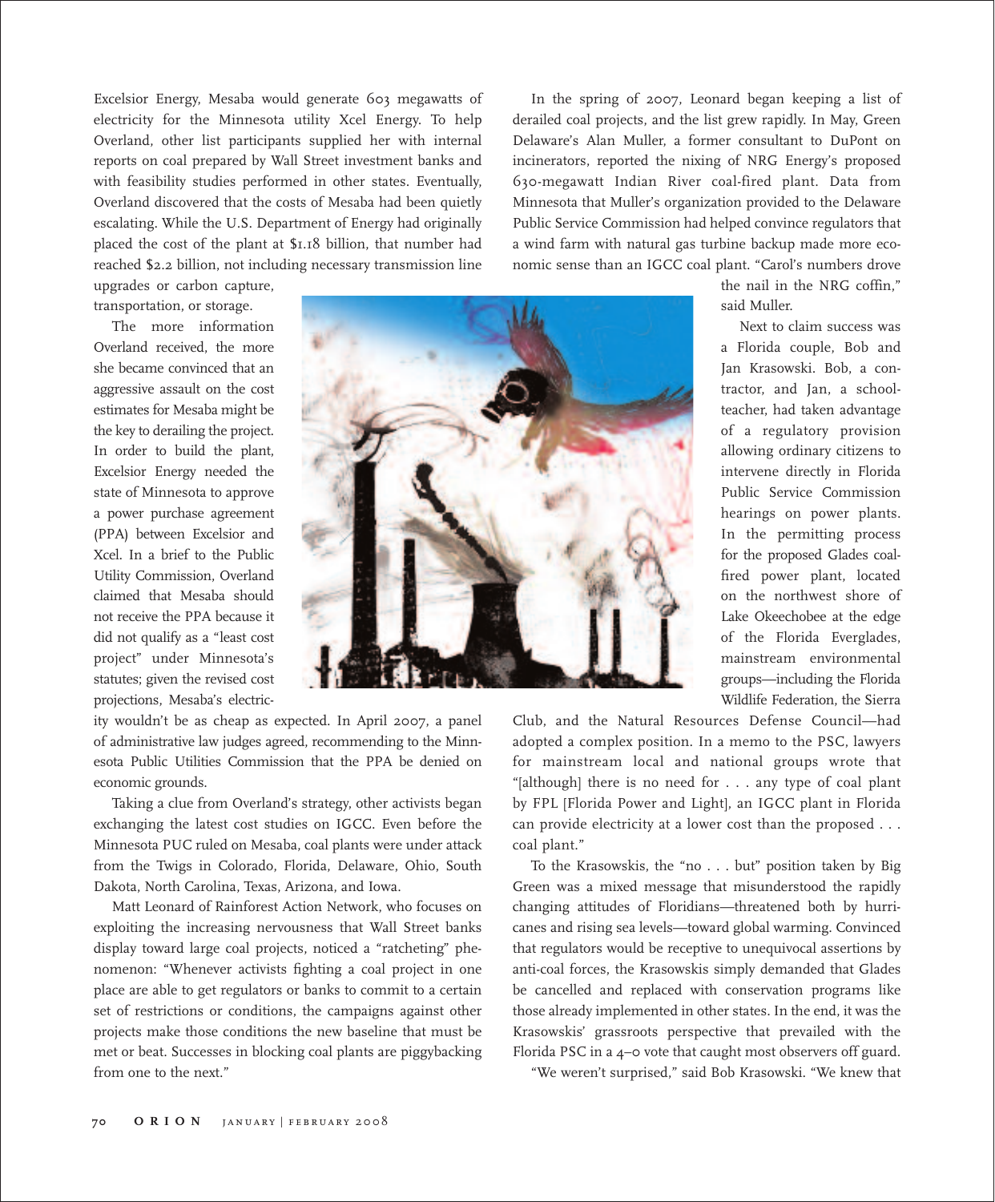Excelsior Energy, Mesaba would generate 603 megawatts of electricity for the Minnesota utility Xcel Energy. To help Overland, other list participants supplied her with internal reports on coal prepared by Wall Street investment banks and with feasibility studies performed in other states. Eventually, Overland discovered that the costs of Mesaba had been quietly escalating. While the U.S. Department of Energy had originally placed the cost of the plant at $1.18 billion, that number had reached $2.2 billion, not including necessary transmission line upgrades or carbon capture, transportation, or storage.

The more information Overland received, the more she became convinced that an aggressive assault on the cost estimates for Mesaba might be the key to derailing the project. In order to build the plant, Excelsior Energy needed the state of Minnesota to approve a power purchase agreement (PPA) between Excelsior and Xcel. In a brief to the Public Utility Commission, Overland claimed that Mesaba should not receive the PPA because it did not qualify as a "least cost project" under Minnesota's statutes; given the revised cost projections, Mesaba's electricity wouldn't be as cheap as expected. In April 2007, a panel of administrative law judges agreed, recommending to the Minnesota Public Utilities Commission that the PPA be denied on economic grounds.

Taking a clue from Overland's strategy, other activists began exchanging the latest cost studies on IGCC. Even before the Minnesota PUC ruled on Mesaba, coal plants were under attack from the Twigs in Colorado, Florida, Delaware, Ohio, South Dakota, North Carolina, Texas, Arizona, and Iowa.

Matt Leonard of Rainforest Action Network, who focuses on exploiting the increasing nervousness that Wall Street banks display toward large coal projects, noticed a "ratcheting" phenomenon: "Whenever activists fighting a coal project in one place are able to get regulators or banks to commit to a certain set of restrictions or conditions, the campaigns against other projects make those conditions the new baseline that must be met or beat. Successes in blocking coal plants are piggybacking from one to the next."

In the spring of 2007, Leonard began keeping a list of derailed coal projects, and the list grew rapidly. In May, Green Delaware's Alan Muller, a former consultant to DuPont on incinerators, reported the nixing of NRG Energy's proposed 630-megawatt Indian River coal-fired plant. Data from Minnesota that Muller's organization provided to the Delaware Public Service Commission had helped convince regulators that a wind farm with natural gas turbine backup made more economic sense than an IGCC coal plant. "Carol's numbers drove the nail in the NRG coffin," said Muller.

Next to claim success was a Florida couple, Bob and Jan Krasowski. Bob, a contractor, and Jan, a schoolteacher, had taken advantage of a regulatory provision allowing ordinary citizens to intervene directly in Florida Public Service Commission hearings on power plants. In the permitting process for the proposed Glades coal-fired power plant, located on the northwest shore of Lake Okeechobee at the edge of the Florida Everglades, mainstream environmental groups—including the Florida Wildlife Federation, the Sierra Club, and the Natural Resources Defense Council—had adopted a complex position. In a memo to the PSC, lawyers for mainstream local and national groups wrote that "[although] there is no need for . . . any type of coal plant by FPL [Florida Power and Light], an IGCC plant in Florida can provide electricity at a lower cost than the proposed . . . coal plant."

To the Krasowskis, the "no . . . but" position taken by Big Green was a mixed message that misunderstood the rapidly changing attitudes of Floridians—threatened both by hurricanes and rising sea levels—toward global warming. Convinced that regulators would be receptive to unequivocal assertions by anti-coal forces, the Krasowskis simply demanded that Glades be cancelled and replaced with conservation programs like those already implemented in other states. In the end, it was the Krasowskis' grassroots perspective that prevailed with the Florida PSC in a 4–0 vote that caught most observers off guard.

"We weren't surprised," said Bob Krasowski. "We knew that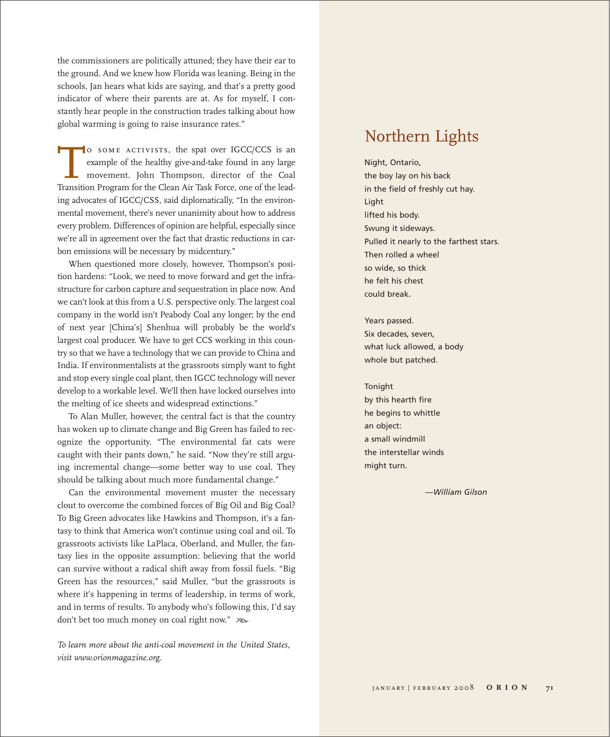the commissioners are politically attuned; they have their ear to the ground. And we knew how Florida was leaning. Being in the schools, Jan hears what kids are saying, and that's a pretty good indicator of where their parents are at. As for myself, I constantly hear people in the construction trades talking about how global warming is going to raise insurance rates."

To some activists, the spat over IGCC/CCS is an example of the healthy give-and-take found in any large movement. John Thompson, director of the Coal Transition Program for the Clean Air Task Force, one of the leading advocates of IGCC/CSS, said diplomatically, "In the environmental movement, there's never unanimity about how to address every problem. Differences of opinion are helpful, especially since we're all in agreement over the fact that drastic reductions in carbon emissions will be necessary by midcentury."

When questioned more closely, however, Thompson's position hardens: "Look, we need to move forward and get the infrastructure for carbon capture and sequestration in place now. And we can't look at this from a U.S. perspective only. The largest coal company in the world isn't Peabody Coal any longer; by the end of next year [China's] Shenhua will probably be the world's largest coal producer. We have to get CCS working in this country so that we have a technology that we can provide to China and India. If environmentalists at the grassroots simply want to fight and stop every single coal plant, then IGCC technology will never develop to a workable level. We'll then have locked ourselves into the melting of ice sheets and widespread extinctions."

To Alan Muller, however, the central fact is that the country has woken up to climate change and Big Green has failed to recognize the opportunity. "The environmental fat cats were caught with their pants down," he said. "Now they're still arguing incremental change—some better way to use coal. They should be talking about much more fundamental change."

Can the environmental movement muster the necessary clout to overcome the combined forces of Big Oil and Big Coal? To Big Green advocates like Hawkins and Thompson, it's a fantasy to think that America won't continue using coal and oil. To grassroots activists like LaPlaca, Oberland, and Muller, the fantasy lies in the opposite assumption: believing that the world can survive without a radical shift away from fossil fuels. "Big Green has the resources," said Muller, "but the grassroots is where it's happening in terms of leadership, in terms of work, and in terms of results. To anybody who's following this, I'd say don't bet too much money on coal right now."

*To learn more about the anti-coal movement in the United States, visit www.orionmagazine.org.*

## Northern Lights

Night, Ontario,
the boy lay on his back
in the field of freshly cut hay.
Light
lifted his body.
Swung it sideways.
Pulled it nearly to the farthest stars.
Then rolled a wheel
so wide, so thick
he felt his chest
could break.

Years passed.
Six decades, seven,
what luck allowed, a body
whole but patched.

Tonight
by this hearth fire
he begins to whittle
an object:
a small windmill
the interstellar winds
might turn.

*—William Gilson*